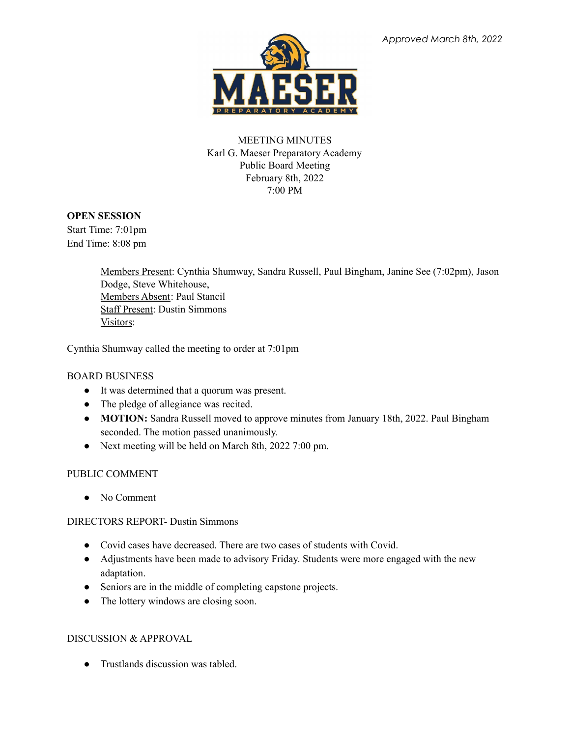*Approved March 8th, 2022*

MEETING MINUTES
Karl G. Maeser Preparatory Academy
Public Board Meeting
February 8th, 2022
7:00 PM

**OPEN SESSION**
Start Time: 7:01pm
End Time: 8:08 pm

Members Present: Cynthia Shumway, Sandra Russell, Paul Bingham, Janine See (7:02pm), Jason Dodge, Steve Whitehouse,
Members Absent: Paul Stancil
Staff Present: Dustin Simmons
Visitors:

Cynthia Shumway called the meeting to order at 7:01pm

BOARD BUSINESS

- It was determined that a quorum was present.
- The pledge of allegiance was recited.
- **MOTION:** Sandra Russell moved to approve minutes from January 18th, 2022. Paul Bingham seconded. The motion passed unanimously.
- Next meeting will be held on March 8th, 2022 7:00 pm.

PUBLIC COMMENT

- No Comment

DIRECTORS REPORT- Dustin Simmons

- Covid cases have decreased. There are two cases of students with Covid.
- Adjustments have been made to advisory Friday. Students were more engaged with the new adaptation.
- Seniors are in the middle of completing capstone projects.
- The lottery windows are closing soon.

DISCUSSION & APPROVAL

- Trustlands discussion was tabled.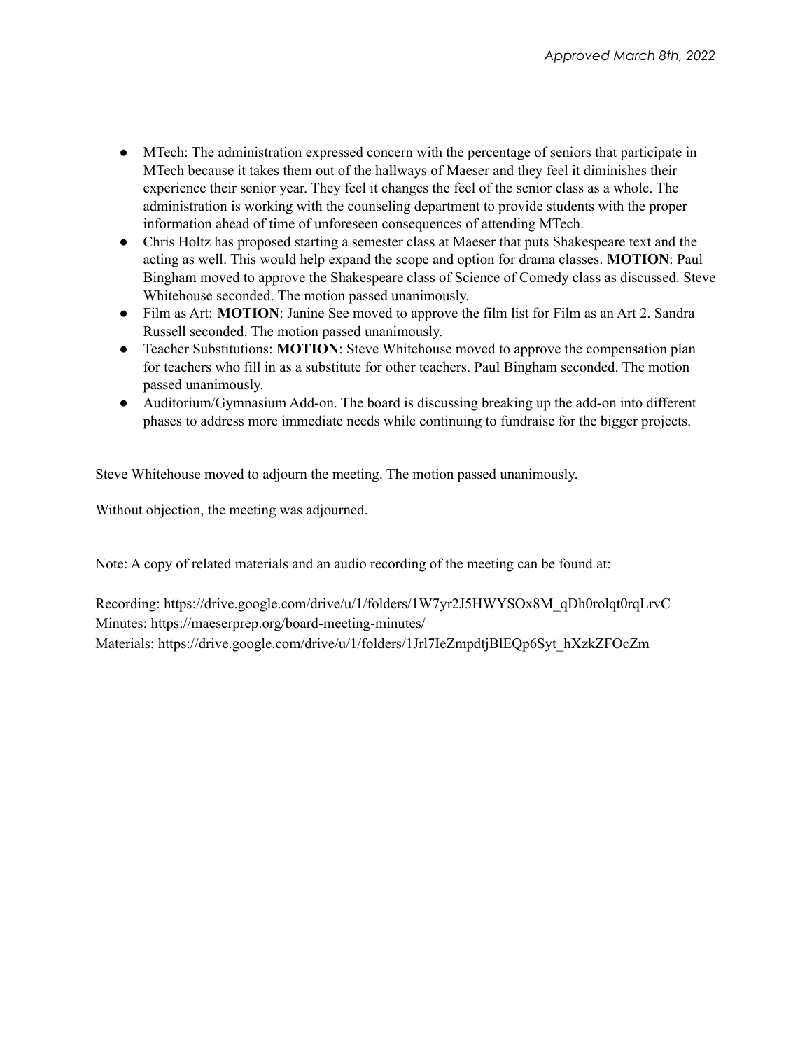*Approved March 8th, 2022*

- MTech: The administration expressed concern with the percentage of seniors that participate in MTech because it takes them out of the hallways of Maeser and they feel it diminishes their experience their senior year. They feel it changes the feel of the senior class as a whole. The administration is working with the counseling department to provide students with the proper information ahead of time of unforeseen consequences of attending MTech.
- Chris Holtz has proposed starting a semester class at Maeser that puts Shakespeare text and the acting as well. This would help expand the scope and option for drama classes. **MOTION**: Paul Bingham moved to approve the Shakespeare class of Science of Comedy class as discussed. Steve Whitehouse seconded. The motion passed unanimously.
- Film as Art: **MOTION**: Janine See moved to approve the film list for Film as an Art 2. Sandra Russell seconded. The motion passed unanimously.
- Teacher Substitutions: **MOTION**: Steve Whitehouse moved to approve the compensation plan for teachers who fill in as a substitute for other teachers. Paul Bingham seconded. The motion passed unanimously.
- Auditorium/Gymnasium Add-on. The board is discussing breaking up the add-on into different phases to address more immediate needs while continuing to fundraise for the bigger projects.

Steve Whitehouse moved to adjourn the meeting. The motion passed unanimously.

Without objection, the meeting was adjourned.

Note: A copy of related materials and an audio recording of the meeting can be found at:

Recording: https://drive.google.com/drive/u/1/folders/1W7yr2J5HWYSOx8M_qDh0rolqt0rqLrvC
Minutes: https://maeserprep.org/board-meeting-minutes/
Materials: https://drive.google.com/drive/u/1/folders/1Jrl7IeZmpdtjBlEQp6Syt_hXzkZFOcZm